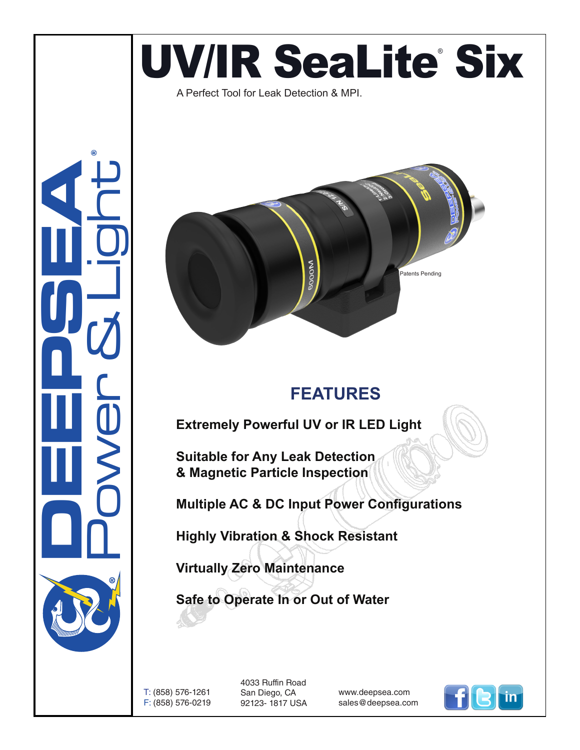# UV/IR SeaLite® Six

A Perfect Tool for Leak Detection & MPI.

Patents Pending

## FEATURES

**Extremely Powerful UV or IR LED Light**

**Suitable for Any Leak Detection & Magnetic Particle Inspection**

**Multiple AC & DC Input Power Configurations**

**Highly Vibration & Shock Resistant**

**Virtually Zero Maintenance**

**Safe to Operate In or Out of Water**

DEEPSEA Power & Light®

T: (858) 576-1261
F: (858) 576-0219

4033 Ruffin Road
San Diego, CA
92123- 1817 USA

www.deepsea.com
sales@deepsea.com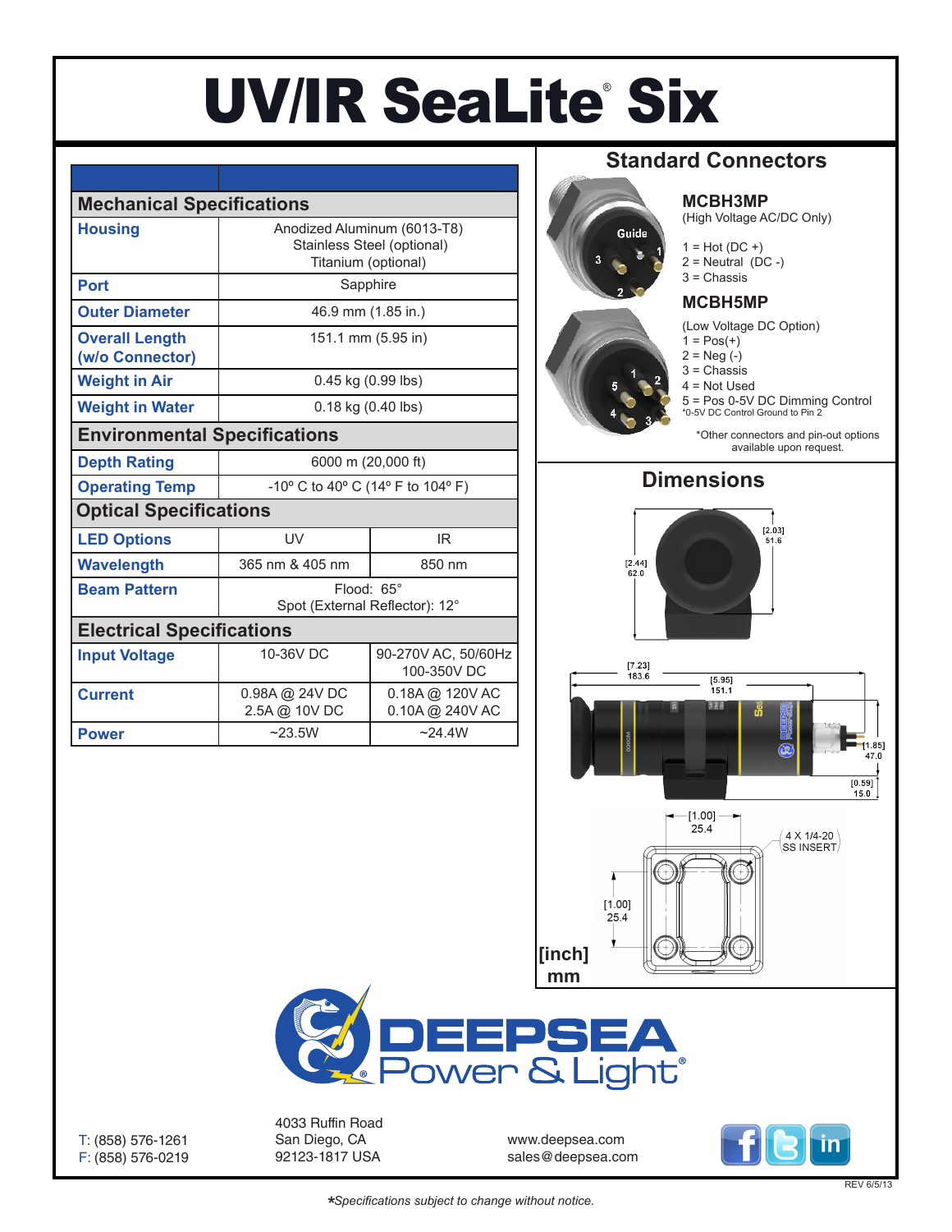# UV/IR SeaLite® Six

| | | |
|---|---|---|
| **Mechanical Specifications** | | |
| **Housing** | Anodized Aluminum (6013-T8)<br>Stainless Steel (optional)<br>Titanium (optional) | |
| **Port** | Sapphire | |
| **Outer Diameter** | 46.9 mm (1.85 in.) | |
| **Overall Length (w/o Connector)** | 151.1 mm (5.95 in) | |
| **Weight in Air** | 0.45 kg (0.99 lbs) | |
| **Weight in Water** | 0.18 kg (0.40 lbs) | |
| **Environmental Specifications** | | |
| **Depth Rating** | 6000 m (20,000 ft) | |
| **Operating Temp** | -10º C to 40º C (14º F to 104º F) | |
| **Optical Specifications** | | |
| **LED Options** | UV | IR |
| **Wavelength** | 365 nm & 405 nm | 850 nm |
| **Beam Pattern** | Flood: 65°<br>Spot (External Reflector): 12° | |
| **Electrical Specifications** | | |
| **Input Voltage** | 10-36V DC | 90-270V AC, 50/60Hz<br>100-350V DC |
| **Current** | 0.98A @ 24V DC<br>2.5A @ 10V DC | 0.18A @ 120V AC<br>0.10A @ 240V AC |
| **Power** | ~23.5W | ~24.4W |

## Standard Connectors

**MCBH3MP**
(High Voltage AC/DC Only)

1 = Hot (DC +)
2 = Neutral (DC -)
3 = Chassis

**MCBH5MP**
(Low Voltage DC Option)
1 = Pos(+)
2 = Neg (-)
3 = Chassis
4 = Not Used
5 = Pos 0-5V DC Dimming Control
*0-5V DC Control Ground to Pin 2

*Other connectors and pin-out options available upon request.

## Dimensions

[2.03]
51.6

[2.44]
62.0

[7.23]
183.6

[5.95]
151.1

[1.85]
47.0

[0.59]
15.0

[1.00]
25.4

4 X 1/4-20
SS INSERT

[1.00]
25.4

[inch]
mm

DEEPSEA Power & Light®

T: (858) 576-1261
F: (858) 576-0219

4033 Ruffin Road
San Diego, CA
92123-1817 USA

www.deepsea.com
sales@deepsea.com

REV 6/5/13

*Specifications subject to change without notice.*